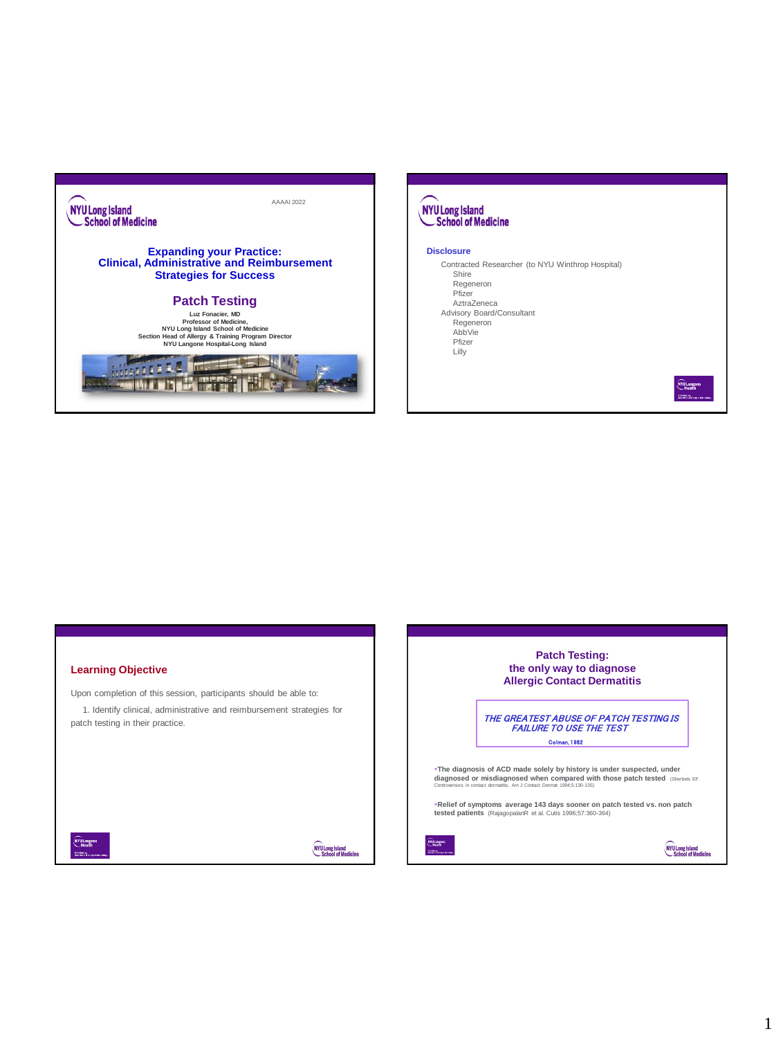NYU Long Island School of Medicine

AAAAI 2022

# Expanding your Practice: Clinical, Administrative and Reimbursement Strategies for Success

## Patch Testing

**Luz Fonacier, MD**
**Professor of Medicine,**
**NYU Long Island School of Medicine**
**Section Head of Allergy & Training Program Director**
**NYU Langone Hospital-Long Island**

---

NYU Long Island School of Medicine

## Disclosure

Contracted Researcher (to NYU Winthrop Hospital)
- Shire
- Regeneron
- Pfizer
- AztraZeneca

Advisory Board/Consultant
- Regeneron
- AbbVie
- Pfizer
- Lilly

---

## Learning Objective

Upon completion of this session, participants should be able to:

1. Identify clinical, administrative and reimbursement strategies for patch testing in their practice.

---

## Patch Testing: the only way to diagnose Allergic Contact Dermatitis

***THE GREATEST ABUSE OF PATCH TESTING IS FAILURE TO USE THE TEST***

**Colman, 1982**

- **The diagnosis of ACD made solely by history is under suspected, under diagnosed or misdiagnosed when compared with those patch tested** (Sherbets EF. Controversies in contact dermatitis. Am J Contact Dermat 1994;5:130-135)
- **Relief of symptoms average 143 days sooner on patch tested vs. non patch tested patients** (RajagopalanR et al. Cutis 1996;57:360-364)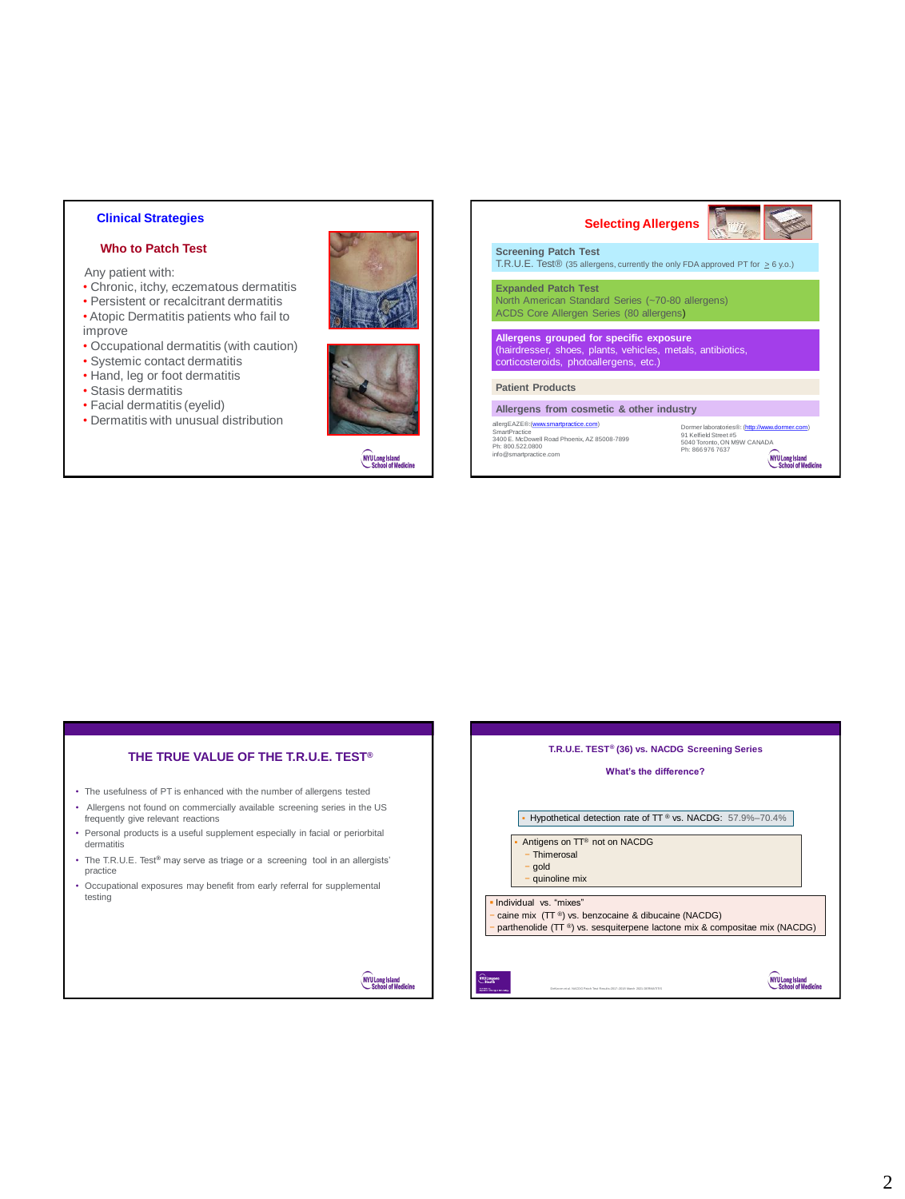## Clinical Strategies

### Who to Patch Test

Any patient with:

- Chronic, itchy, eczematous dermatitis
- Persistent or recalcitrant dermatitis
- Atopic Dermatitis patients who fail to improve
- Occupational dermatitis (with caution)
- Systemic contact dermatitis
- Hand, leg or foot dermatitis
- Stasis dermatitis
- Facial dermatitis (eyelid)
- Dermatitis with unusual distribution

## Selecting Allergens

**Screening Patch Test**
T.R.U.E. Test® (35 allergens, currently the only FDA approved PT for ≥ 6 y.o.)

**Expanded Patch Test**
North American Standard Series (~70-80 allergens)
ACDS Core Allergen Series (80 allergens)

**Allergens grouped for specific exposure**
(hairdresser, shoes, plants, vehicles, metals, antibiotics, corticosteroids, photoallergens, etc.)

**Patient Products**

**Allergens from cosmetic & other industry**

allergEAZE®:(www.smartpractice.com)
SmartPractice
3400 E. McDowell Road Phoenix, AZ 85008-7899
Ph: 800.522.0800
info@smartpractice.com

Dormer laboratories®: (http://www.dormer.com)
91 Kelfield Street #5
5040 Toronto, ON M9W CANADA
Ph: 866 976 7637

## THE TRUE VALUE OF THE T.R.U.E. TEST®

- The usefulness of PT is enhanced with the number of allergens tested
- Allergens not found on commercially available screening series in the US frequently give relevant reactions
- Personal products is a useful supplement especially in facial or periorbital dermatitis
- The T.R.U.E. Test® may serve as triage or a screening tool in an allergists' practice
- Occupational exposures may benefit from early referral for supplemental testing

## T.R.U.E. TEST® (36) vs. NACDG Screening Series

### What's the difference?

- Hypothetical detection rate of TT ® vs. NACDG: 57.9%–70.4%

- Antigens on TT® not on NACDG
  - Thimerosal
  - gold
  - quinoline mix

- Individual vs. "mixes"
  - caine mix (TT ®) vs. benzocaine & dibucaine (NACDG)
  - parthenolide (TT ®) vs. sesquiterpene lactone mix & compositae mix (NACDG)

DeKoven et al. NACDG Patch Test Results 2017–2018 ...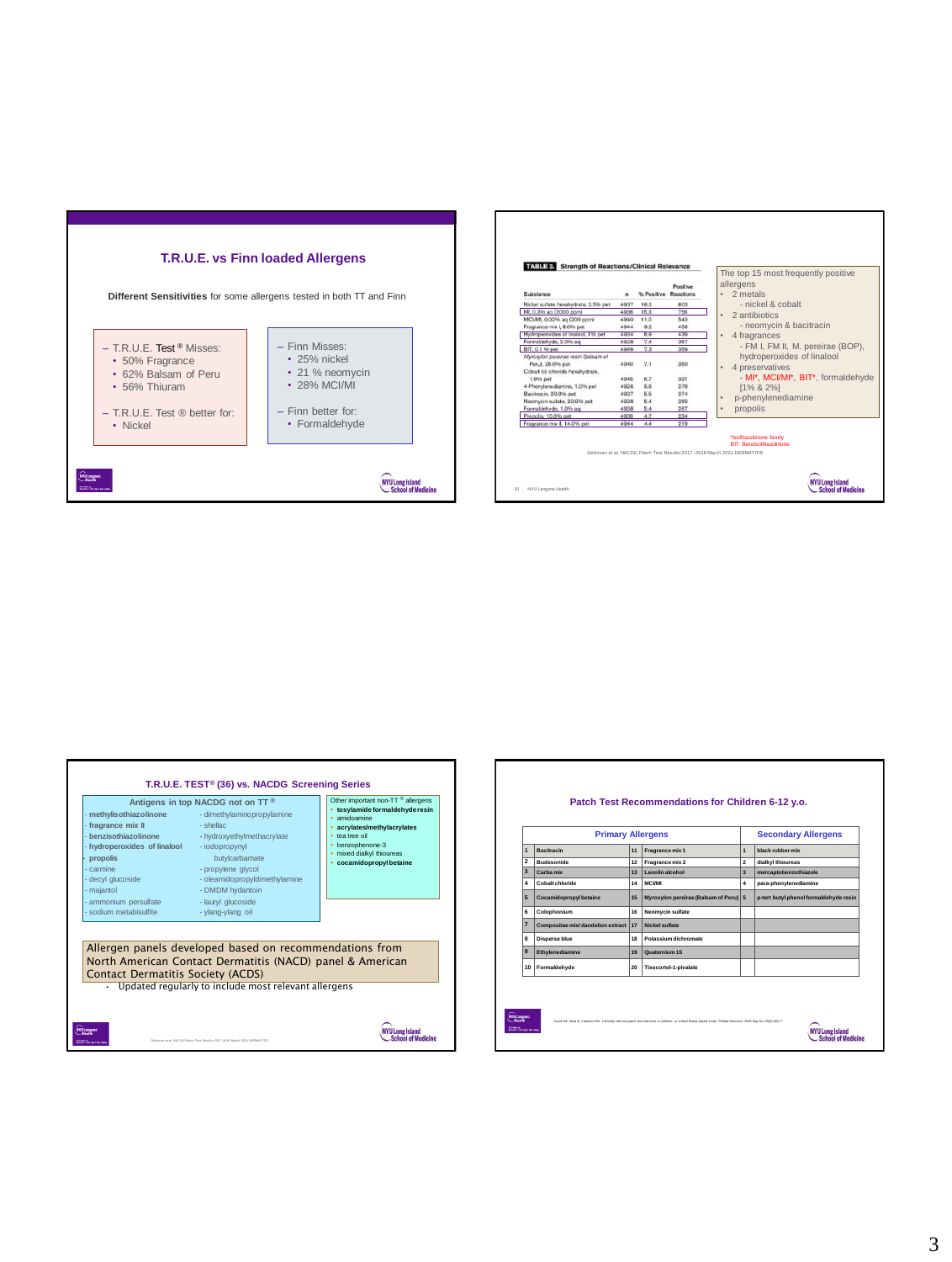## T.R.U.E. vs Finn loaded Allergens

**Different Sensitivities** for some allergens tested in both TT and Finn

– T.R.U.E. Test ® Misses:
- 50% Fragrance
- 62% Balsam of Peru
- 56% Thiuram

– T.R.U.E. Test ® better for:
- Nickel

– Finn Misses:
- 25% nickel
- 21 % neomycin
- 28% MCI/MI

– Finn better for:
- Formaldehyde

---

**TABLE 3. Strength of Reactions/Clinical Relevance**

| Substance | n | % Positive | Positive Reactions |
|---|---|---|---|
| Nickel sulfate hexahydrate, 2.5% pet | 4937 | 16.2 | 803 |
| MI, 0.2% aq (2000 ppm) | 4938 | 15.3 | 756 |
| MCI/MI, 0.02% aq (200 ppm) | 4940 | 11.0 | 543 |
| Fragrance mix I, 8.0% pet | 4944 | 9.2 | 456 |
| Hydroperoxides of linalool, 1% pet | 4934 | 8.9 | 439 |
| Formaldehyde, 2.0% aq | 4928 | 7.4 | 367 |
| BIT, 0.1 % pet | 4946 | 7.3 | 359 |
| *Myroxylon pereirae* resin (balsam of Peru), 25.0% pet | 4940 | 7.1 | 350 |
| Cobalt (II) chloride hexahydrate, 1.0% pet | 4946 | 6.7 | 331 |
| 4-Phenylenediamine, 1.0% pet | 4926 | 5.6 | 276 |
| Bacitracin, 20.0% pet | 4937 | 5.5 | 274 |
| Neomycin sulfate, 20.0% pet | 4938 | 5.4 | 266 |
| Formaldehyde, 1.0% aq | 4938 | 5.4 | 267 |
| Propolis, 10.0% pet | 4936 | 4.7 | 234 |
| Fragrance mix II, 14.0% pet | 4944 | 4.4 | 219 |

The top 15 most frequently positive allergens
- 2 metals
  - nickel & cobalt
- 2 antibiotics
  - neomycin & bacitracin
- 4 fragrances
  - FM I, FM II, M. pereirae (BOP), hydroperoxides of linalool
- 4 preservatives
  - MI*, MCI/MI*, BIT*, formaldehyde [1% & 2%]
- p-phenylenediamine
- propolis

*Isothiazolinone family
BIT: Benzisothiazolinone

DeKoven et al. NACDG Patch Test Results:2017–2018 March 2021.DERMATITIS

---

## T.R.U.E. TEST® (36) vs. NACDG Screening Series

**Antigens in top NACDG not on TT ®**

- **methylisothiazolinone**
- **fragrance mix II**
- **benzisothiazolinone**
- **hydroperoxides of linalool**
- **propolis**
- carmine
- decyl glucoside
- majantol
- ammonium persulfate
- sodium metabisulfite
- dimethylaminopropylamine
- shellac
- hydroxyethylmethacrylate
- iodopropynyl butylcarbamate
- propylene glycol
- oleamidopropyldimethylamine
- DMDM hydantoin
- lauryl glucoside
- ylang-ylang oil

**Other important non-TT ® allergens**

- **tosylamide formaldehyde resin**
- amidoamine
- **acrylates/methylacrylates**
- tea tree oil
- benzophenone-3
- mixed dialkyl thioureas
- **cocamidopropyl betaine**

Allergen panels developed based on recommendations from North American Contact Dermatitis (NACD) panel & American Contact Dermatitis Society (ACDS)
- Updated regularly to include most relevant allergens

DeKoven et al. NACDG Patch Test Results 2017-2018 March 2021.DERMATITIS

---

## Patch Test Recommendations for Children 6-12 y.o.

| | Primary Allergens | | | | Secondary Allergens |
|---|---|---|---|---|---|
| 1 | Bacitracin | 11 | Fragrance mix 1 | 1 | black rubber mix |
| 2 | Budesonide | 12 | Fragrance mix 2 | 2 | dialkyl thioureas |
| 3 | Carba mix | 13 | Lanolin alcohol | 3 | mercaptobenzothiazole |
| 4 | Cobalt chloride | 14 | MCI/MI | 4 | para-phenylenediamine |
| 5 | Cocamidopropyl betaine | 15 | Myroxylon pereirae (Balsam of Peru) | 5 | p-tert butyl phenol formaldehyde resin |
| 6 | Colophonium | 16 | Neomycin sulfate | | |
| 7 | Compositae mix/ dandelion extract | 17 | Nickel sulfate | | |
| 8 | Disperse blue | 18 | Potassium dichromate | | |
| 9 | Ethylenediamine | 19 | Quaternium 15 | | |
| 10 | Formaldehyde | 20 | Tixocortol-1-pivalate | | |

Jacob SE, Brod B, Crawford GH. Clinically relevant patch test reactions in children—a United States based study. Pediatr Dermatol. 2008 Sep-Oct;25(5):520-7.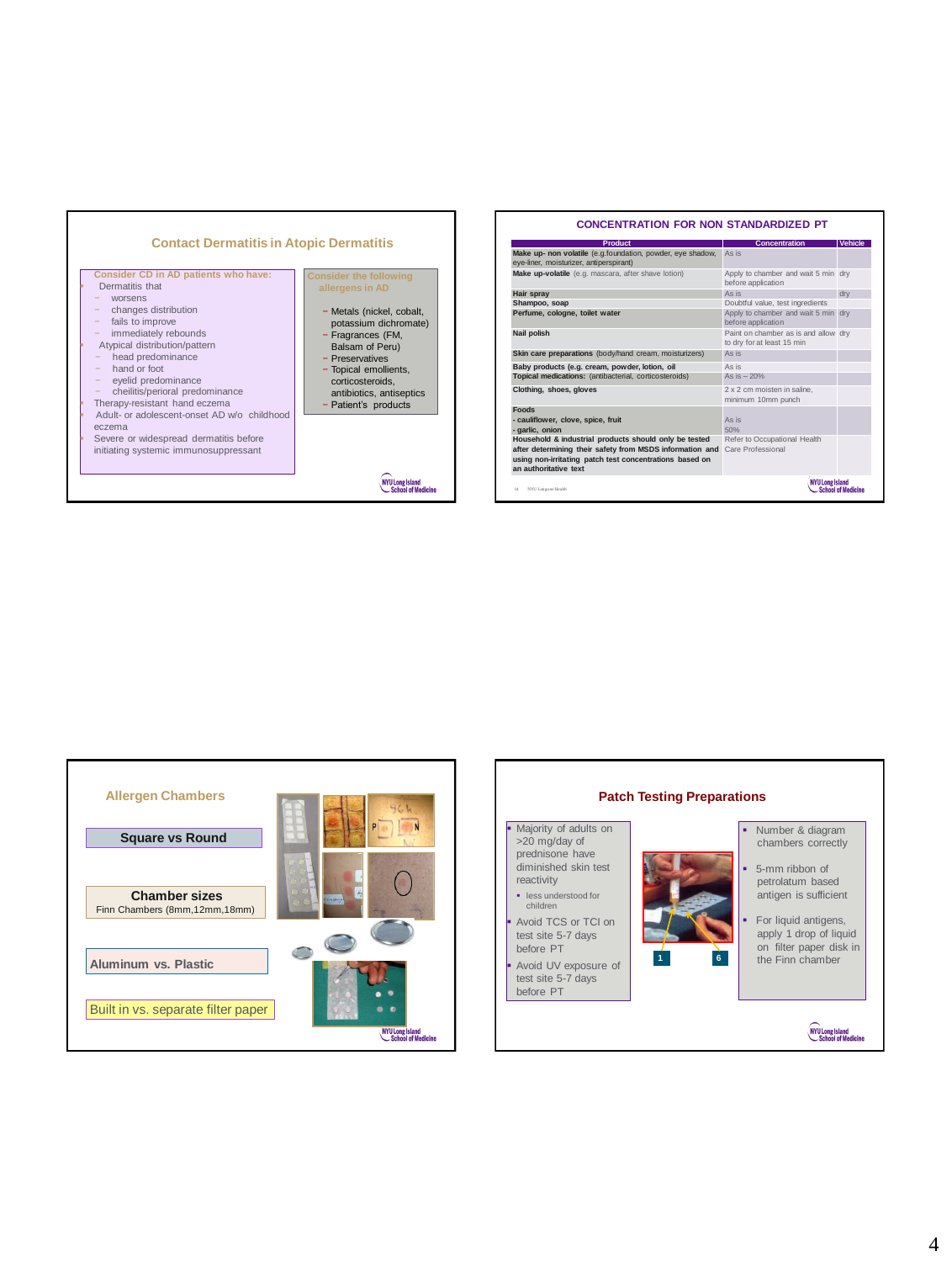## Contact Dermatitis in Atopic Dermatitis

**Consider CD in AD patients who have:**

- Dermatitis that
  - worsens
  - changes distribution
  - fails to improve
  - immediately rebounds
- Atypical distribution/pattern
  - head predominance
  - hand or foot
  - eyelid predominance
  - cheilitis/perioral predominance
- Therapy-resistant hand eczema
- Adult- or adolescent-onset AD w/o childhood eczema
- Severe or widespread dermatitis before initiating systemic immunosuppressant

**Consider the following allergens in AD**

- Metals (nickel, cobalt, potassium dichromate)
- Fragrances (FM, Balsam of Peru)
- Preservatives
- Topical emollients, corticosteroids, antibiotics, antiseptics
- Patient's products

## CONCENTRATION FOR NON STANDARDIZED PT

| Product | Concentration | Vehicle |
|---|---|---|
| **Make up- non volatile** (e.g.foundation, powder, eye shadow, eye-liner, moisturizer, antiperspirant) | As is | |
| **Make up-volatile** (e.g. mascara, after shave lotion) | Apply to chamber and wait 5 min before application | dry |
| **Hair spray** | As is | dry |
| **Shampoo, soap** | Doubtful value, test ingredients | |
| **Perfume, cologne, toilet water** | Apply to chamber and wait 5 min before application | dry |
| **Nail polish** | Paint on chamber as is and allow to dry for at least 15 min | dry |
| **Skin care preparations** (body/hand cream, moisturizers) | As is | |
| **Baby products (e.g. cream, powder, lotion, oil** | As is | |
| **Topical medications:** (antibacterial, corticosteroids) | As is – 20% | |
| **Clothing, shoes, gloves** | 2 x 2 cm moisten in saline, minimum 10mm punch | |
| **Foods**<br>**- cauliflower, clove, spice, fruit**<br>**- garlic, onion** | <br>As is<br>50% | |
| **Household & industrial products should only be tested after determining their safety from MSDS information and using non-irritating patch test concentrations based on an authoritative text** | Refer to Occupational Health Care Professional | |

## Allergen Chambers

**Square vs Round**

**Chamber sizes**
Finn Chambers (8mm,12mm,18mm)

**Aluminum vs. Plastic**

Built in vs. separate filter paper

## Patch Testing Preparations

- Majority of adults on >20 mg/day of prednisone have diminished skin test reactivity
  - less understood for children
- Avoid TCS or TCI on test site 5-7 days before PT
- Avoid UV exposure of test site 5-7 days before PT

- Number & diagram chambers correctly
- 5-mm ribbon of petrolatum based antigen is sufficient
- For liquid antigens, apply 1 drop of liquid on filter paper disk in the Finn chamber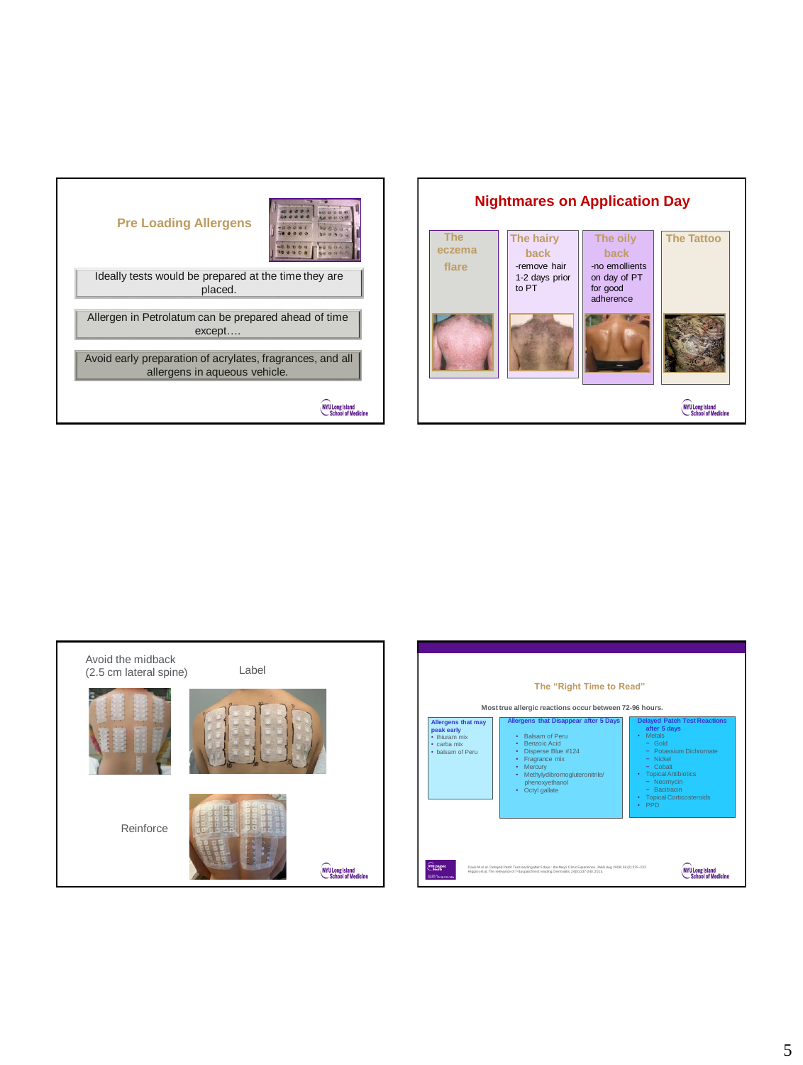## Pre Loading Allergens

Ideally tests would be prepared at the time they are placed.

Allergen in Petrolatum can be prepared ahead of time except….

Avoid early preparation of acrylates, fragrances, and all allergens in aqueous vehicle.

## Nightmares on Application Day

**The eczema flare**

**The hairy back**
-remove hair 1-2 days prior to PT

**The oily back**
-no emollients on day of PT for good adherence

**The Tattoo**

---

Avoid the midback
(2.5 cm lateral spine)

Label

Reinforce

---

## The "Right Time to Read"

**Most true allergic reactions occur between 72-96 hours.**

**Allergens that may peak early**
- thiuram mix
- carba mix
- balsam of Peru

**Allergens that Disappear after 5 Days**
- Balsam of Peru
- Benzoic Acid
- Disperse Blue #124
- Fragrance mix
- Mercury
- Methyldibromoglutaronitrile/phenoxyethanol
- Octyl gallate

**Delayed Patch Test Reactions after 5 days**
- Metals
  - Gold
  - Potassium Dichromate
  - Nickel
  - Cobalt
- Topical Antibiotics
  - Neomycin
  - Bacitracin
- Topical Corticosteroids
- PPD

Davis M et al. Delayed Patch Test reading after 5 days: the Mayo Clinic Experience. JAAD Aug 2008; 59(2):225-233
Higgins et al. The relevance of 7-day patch test reading. Dermatitis. 24(5):237-240, 2013.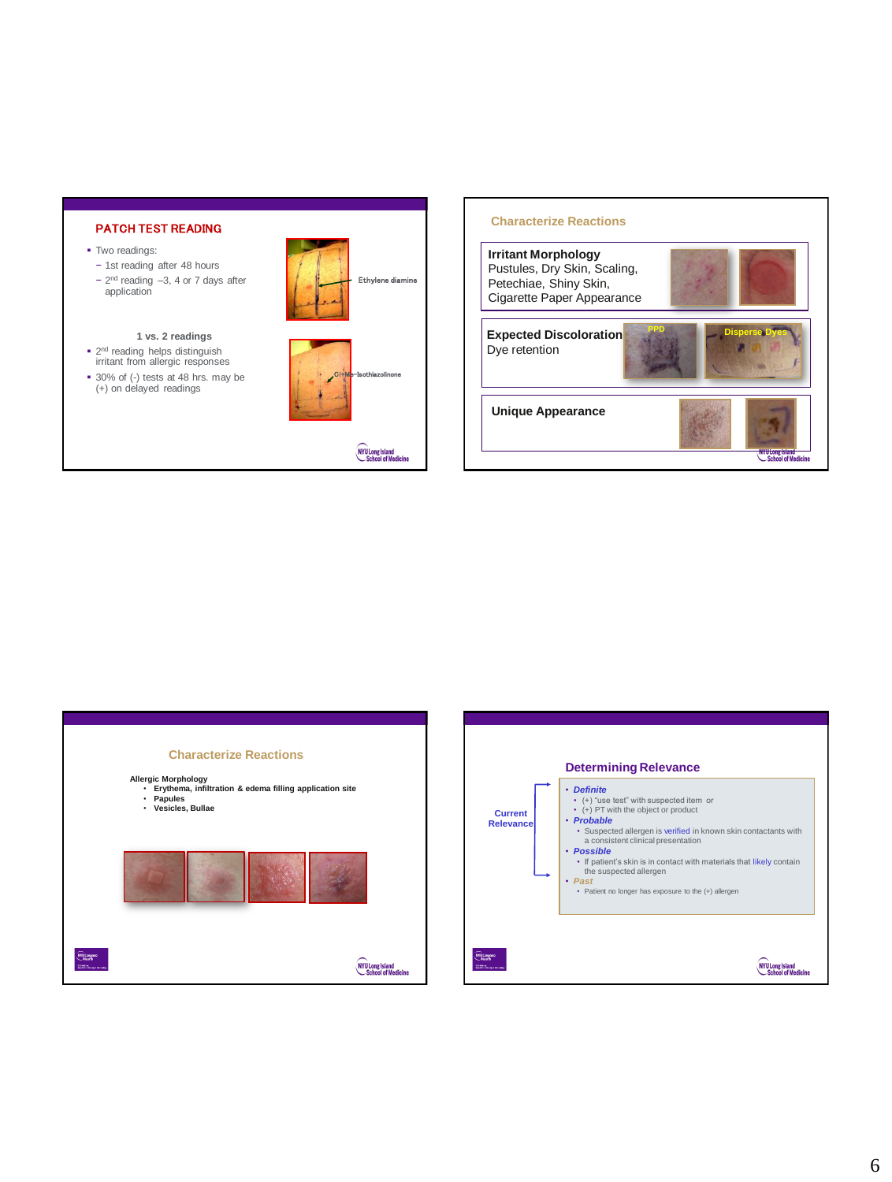## PATCH TEST READING

- Two readings:
  - 1st reading after 48 hours
  - 2nd reading –3, 4 or 7 days after application

Ethylene diamine

**1 vs. 2 readings**

- 2nd reading helps distinguish irritant from allergic responses
- 30% of (-) tests at 48 hrs. may be (+) on delayed readings

Cl+Me-Isothiazolinone

## Characterize Reactions

**Irritant Morphology**
Pustules, Dry Skin, Scaling, Petechiae, Shiny Skin, Cigarette Paper Appearance

**Expected Discoloration**
Dye retention

PPD

Disperse Dyes

**Unique Appearance**

## Characterize Reactions

**Allergic Morphology**

- **Erythema, infiltration & edema filling application site**
- **Papules**
- **Vesicles, Bullae**

## Determining Relevance

Current Relevance

- ***Definite***
  - (+) "use test" with suspected item or
  - (+) PT with the object or product
- ***Probable***
  - Suspected allergen is verified in known skin contactants with a consistent clinical presentation
- ***Possible***
  - If patient's skin is in contact with materials that likely contain the suspected allergen
- ***Past***
  - Patient no longer has exposure to the (+) allergen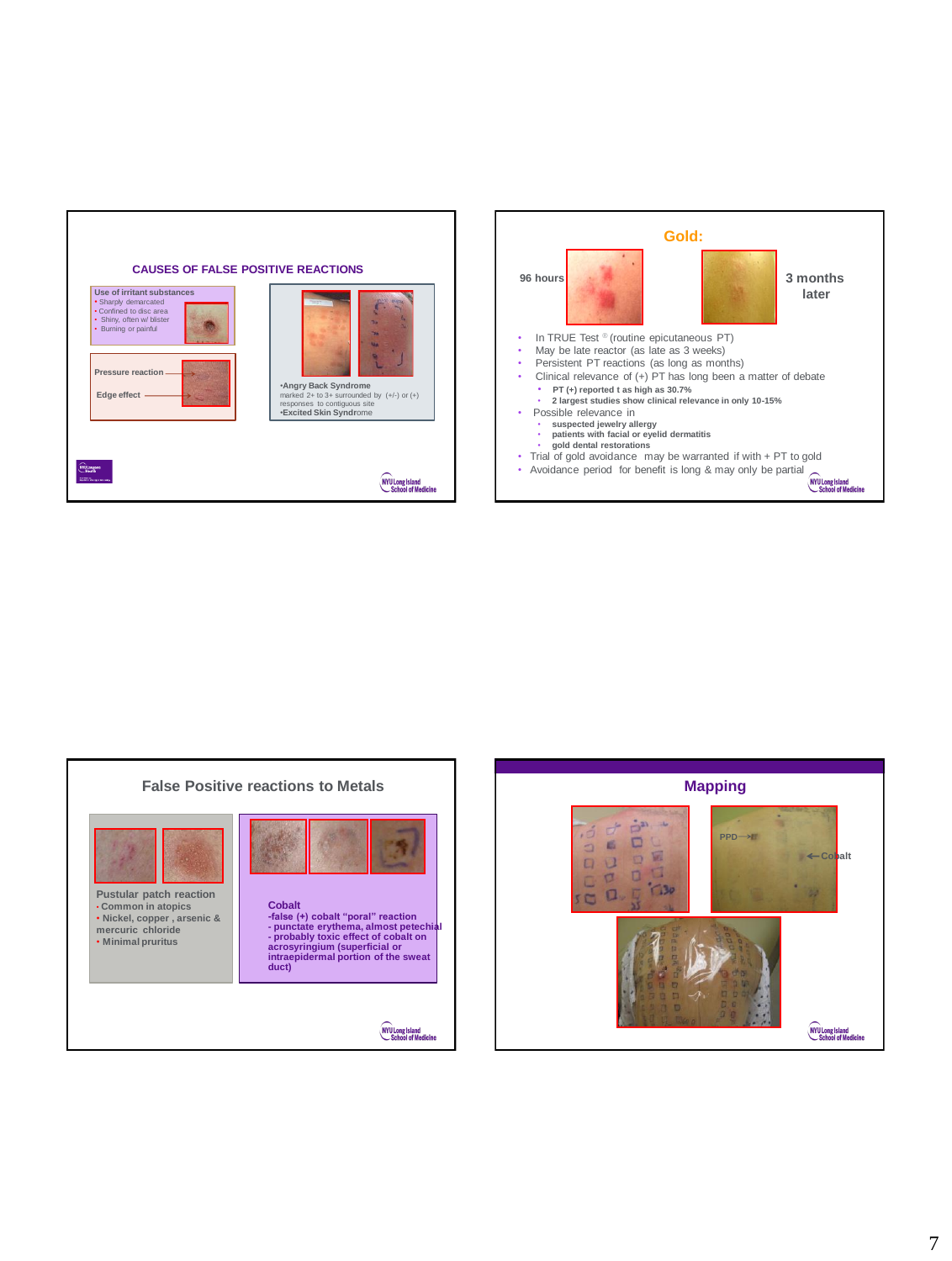## CAUSES OF FALSE POSITIVE REACTIONS

**Use of irritant substances**

- Sharply demarcated
- Confined to disc area
- Shiny, often w/ blister
- Burning or painful

Pressure reaction

Edge effect

- **Angry Back Syndrome**
  marked 2+ to 3+ surrounded by (+/-) or (+) responses to contiguous site
- **Excited Skin Syndrome**

## Gold:

96 hours

3 months later

- In TRUE Test ® (routine epicutaneous PT)
- May be late reactor (as late as 3 weeks)
- Persistent PT reactions (as long as months)
- Clinical relevance of (+) PT has long been a matter of debate
  - **PT (+) reported t as high as 30.7%**
  - **2 largest studies show clinical relevance in only 10-15%**
- Possible relevance in
  - **suspected jewelry allergy**
  - **patients with facial or eyelid dermatitis**
  - **gold dental restorations**
- Trial of gold avoidance may be warranted if with + PT to gold
- Avoidance period for benefit is long & may only be partial

## False Positive reactions to Metals

**Pustular patch reaction**

- **Common in atopics**
- **Nickel, copper , arsenic & mercuric chloride**
- **Minimal pruritus**

**Cobalt**

**-false (+) cobalt "poral" reaction**
**- punctate erythema, almost petechial**
**- probably toxic effect of cobalt on acrosyringium (superficial or intraepidermal portion of the sweat duct)**

## Mapping

PPD

Cobalt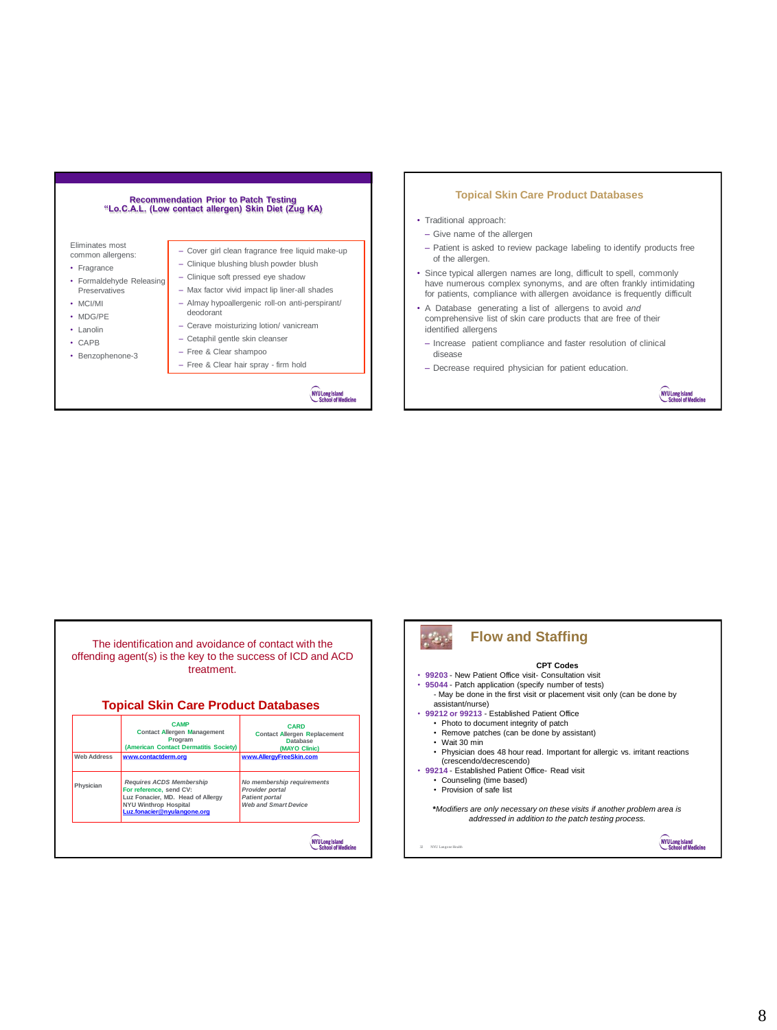## Recommendation Prior to Patch Testing
## "Lo.C.A.L. (Low contact allergen) Skin Diet (Zug KA)

Eliminates most common allergens:

- Fragrance
- Formaldehyde Releasing Preservatives
- MCI/MI
- MDG/PE
- Lanolin
- CAPB
- Benzophenone-3

- Cover girl clean fragrance free liquid make-up
- Clinique blushing blush powder blush
- Clinique soft pressed eye shadow
- Max factor vivid impact lip liner-all shades
- Almay hypoallergenic roll-on anti-perspirant/ deodorant
- Cerave moisturizing lotion/ vanicream
- Cetaphil gentle skin cleanser
- Free & Clear shampoo
- Free & Clear hair spray - firm hold

## Topical Skin Care Product Databases

- Traditional approach:
  - Give name of the allergen
  - Patient is asked to review package labeling to identify products free of the allergen.
- Since typical allergen names are long, difficult to spell, commonly have numerous complex synonyms, and are often frankly intimidating for patients, compliance with allergen avoidance is frequently difficult
- A Database generating a list of allergens to avoid *and* comprehensive list of skin care products that are free of their identified allergens
  - Increase patient compliance and faster resolution of clinical disease
  - Decrease required physician for patient education.

The identification and avoidance of contact with the offending agent(s) is the key to the success of ICD and ACD treatment.

## Topical Skin Care Product Databases

| | CAMP<br>Contact Allergen Management Program<br>(American Contact Dermatitis Society) | CARD<br>Contact Allergen Replacement Database<br>(MAYO Clinic) |
|---|---|---|
| Web Address | www.contactderm.org | www.AllergyFreeSkin.com |
| Physician | *Requires ACDS Membership*<br>For reference, send CV:<br>Luz Fonacier, MD. Head of Allergy<br>NYU Winthrop Hospital<br>Luz.fonacier@nyulangone.org | *No membership requirements*<br>*Provider portal*<br>*Patient portal*<br>*Web and Smart Device* |

## Flow and Staffing

**CPT Codes**

- **99203** - New Patient Office visit- Consultation visit
- **95044** - Patch application (specify number of tests)
  - May be done in the first visit or placement visit only (can be done by assistant/nurse)
- **99212 or 99213** - Established Patient Office
  - Photo to document integrity of patch
  - Remove patches (can be done by assistant)
  - Wait 30 min
  - Physician does 48 hour read. Important for allergic vs. irritant reactions (crescendo/decrescendo)
- **99214** - Established Patient Office- Read visit
  - Counseling (time based)
  - Provision of safe list

**Modifiers are only necessary on these visits if another problem area is addressed in addition to the patch testing process.*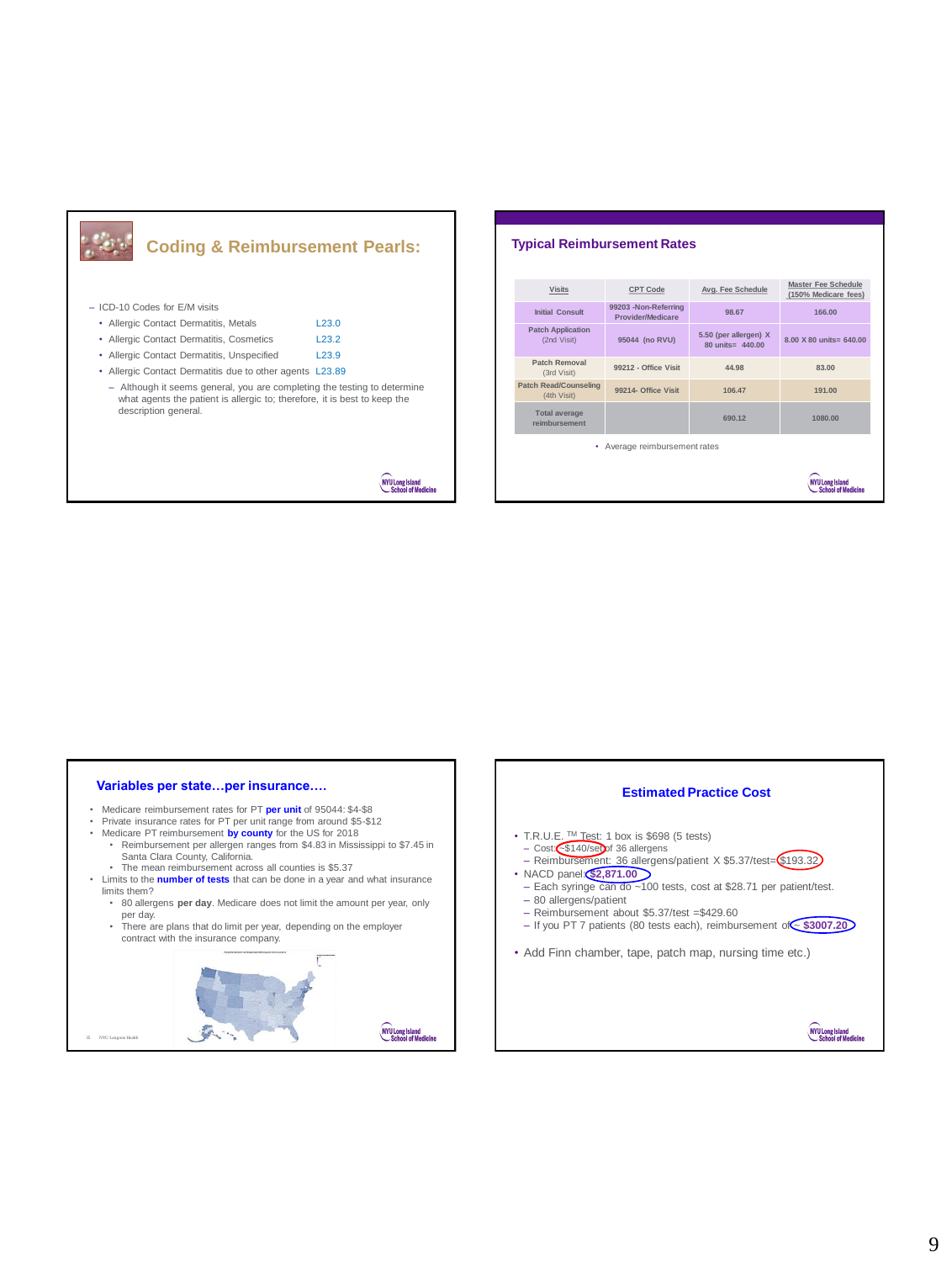## Coding & Reimbursement Pearls:

- ICD-10 Codes for E/M visits
  - Allergic Contact Dermatitis, Metals L23.0
  - Allergic Contact Dermatitis, Cosmetics L23.2
  - Allergic Contact Dermatitis, Unspecified L23.9
  - Allergic Contact Dermatitis due to other agents L23.89
    - Although it seems general, you are completing the testing to determine what agents the patient is allergic to; therefore, it is best to keep the description general.

## Typical Reimbursement Rates

| Visits | CPT Code | Avg. Fee Schedule | Master Fee Schedule (150% Medicare fees) |
|---|---|---|---|
| Initial Consult | 99203 -Non-Referring Provider/Medicare | 98.67 | 166.00 |
| Patch Application (2nd Visit) | 95044 (no RVU) | 5.50 (per allergen) X 80 units= 440.00 | 8.00 X 80 units= 640.00 |
| Patch Removal (3rd Visit) | 99212 - Office Visit | 44.98 | 83.00 |
| Patch Read/Counseling (4th Visit) | 99214- Office Visit | 106.47 | 191.00 |
| Total average reimbursement | | 690.12 | 1080.00 |

- Average reimbursement rates

## Variables per state…per insurance….

- Medicare reimbursement rates for PT **per unit** of 95044: $4-$8
- Private insurance rates for PT per unit range from around $5-$12
- Medicare PT reimbursement **by county** for the US for 2018
  - Reimbursement per allergen ranges from $4.83 in Mississippi to $7.45 in Santa Clara County, California.
  - The mean reimbursement across all counties is $5.37
- Limits to the **number of tests** that can be done in a year and what insurance limits them?
  - 80 allergens **per day**. Medicare does not limit the amount per year, only per day.
  - There are plans that do limit per year, depending on the employer contract with the insurance company.

## Estimated Practice Cost

- T.R.U.E. TM Test: 1 box is $698 (5 tests)
  - Cost: ~$140/set of 36 allergens
  - Reimbursement: 36 allergens/patient X $5.37/test= $193.32
- NACD panel: $2,871.00
  - Each syringe can do ~100 tests, cost at $28.71 per patient/test.
  - 80 allergens/patient
  - Reimbursement about $5.37/test =$429.60
  - If you PT 7 patients (80 tests each), reimbursement of ~ $3007.20
- Add Finn chamber, tape, patch map, nursing time etc.)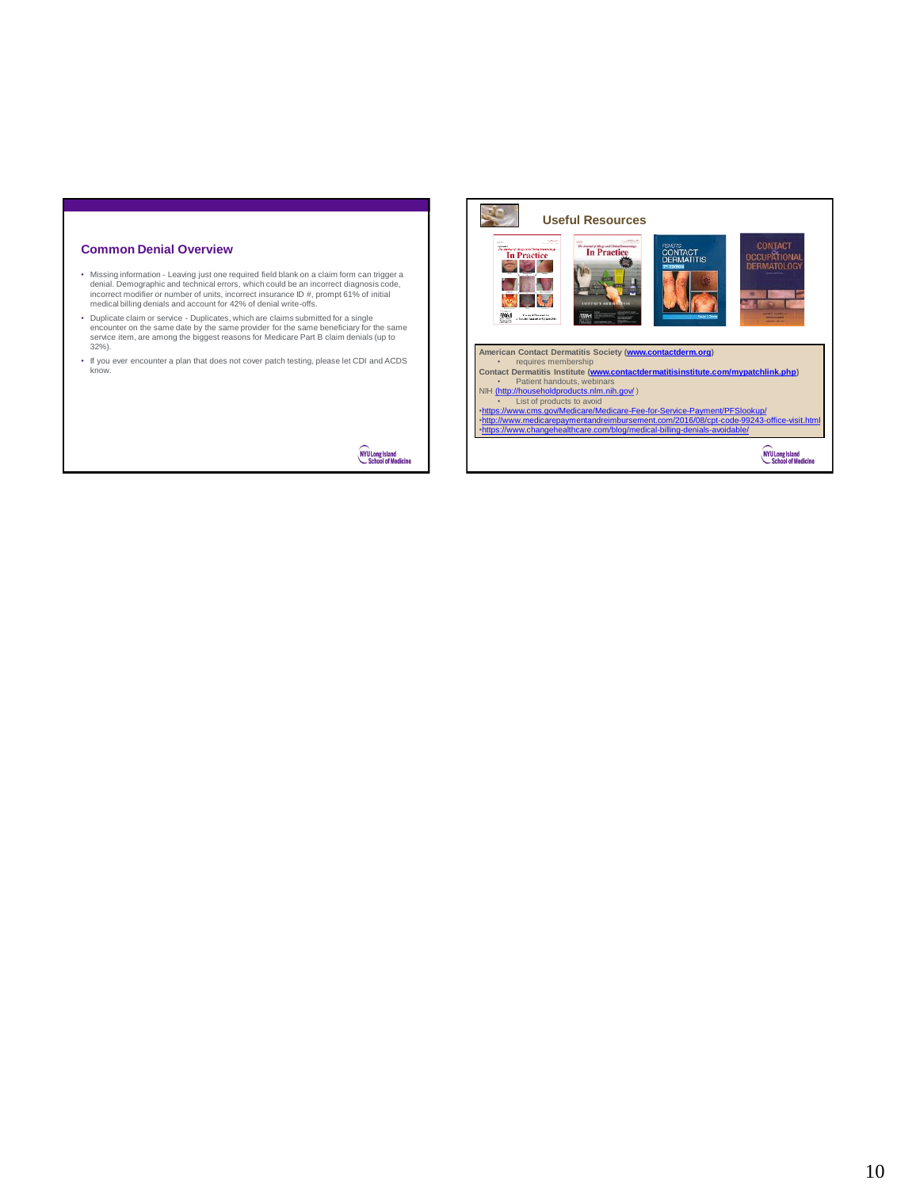## Common Denial Overview

- Missing information - Leaving just one required field blank on a claim form can trigger a denial. Demographic and technical errors, which could be an incorrect diagnosis code, incorrect modifier or number of units, incorrect insurance ID #, prompt 61% of initial medical billing denials and account for 42% of denial write-offs.
- Duplicate claim or service - Duplicates, which are claims submitted for a single encounter on the same date by the same provider for the same beneficiary for the same service item, are among the biggest reasons for Medicare Part B claim denials (up to 32%).
- If you ever encounter a plan that does not cover patch testing, please let CDI and ACDS know.

## Useful Resources

**American Contact Dermatitis Society (www.contactderm.org)**

- requires membership

**Contact Dermatitis Institute (www.contactdermatitisinstitute.com/mypatchlink.php)**

- Patient handouts, webinars

NIH (http://householdproducts.nlm.nih.gov/ )

- List of products to avoid

- https://www.cms.gov/Medicare/Medicare-Fee-for-Service-Payment/PFSlookup/
- http://www.medicarepaymentandreimbursement.com/2016/08/cpt-code-99243-office-visit.html
- https://www.changehealthcare.com/blog/medical-billing-denials-avoidable/